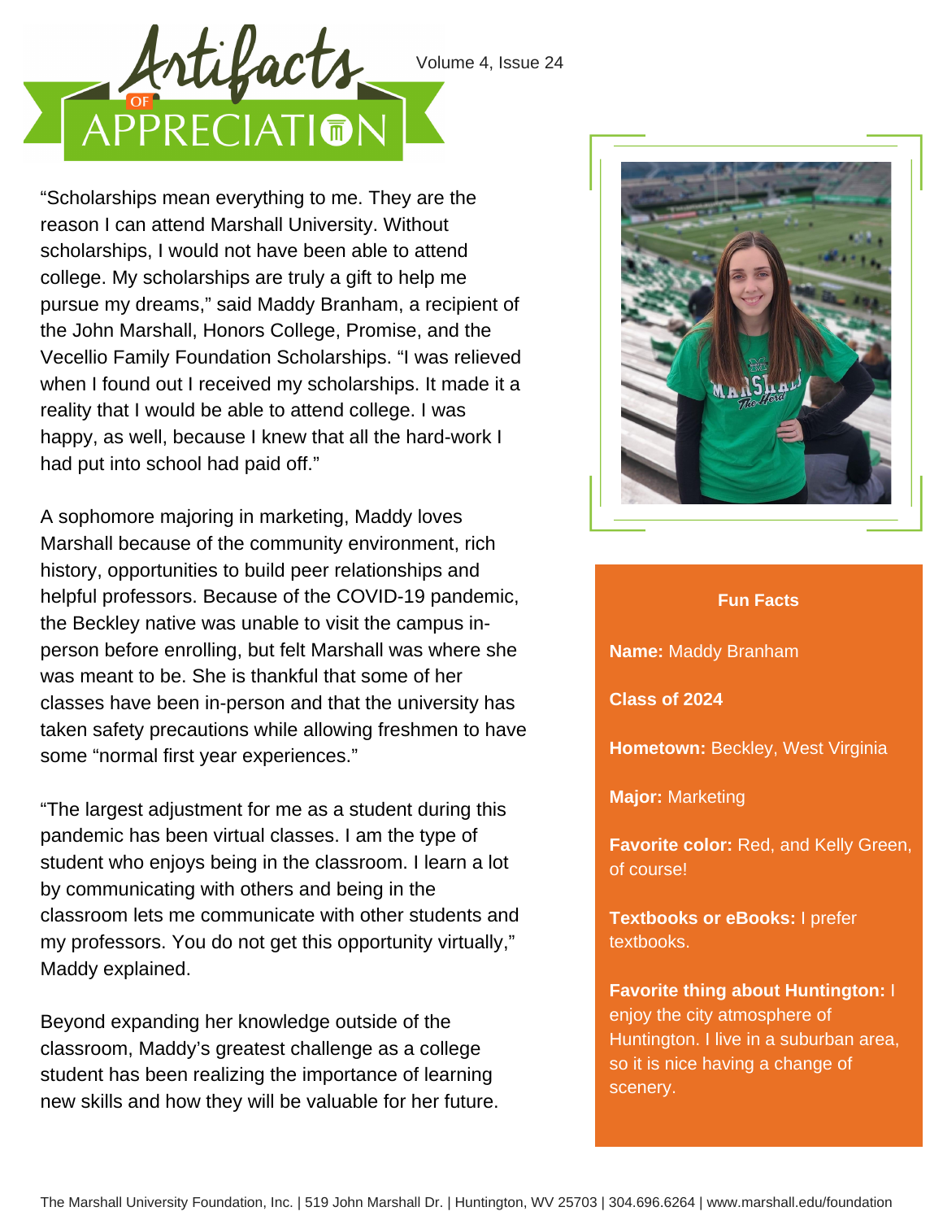# Artifacts of Appreciation

"Scholarships mean everything to me. They are the reason I can attend Marshall University. Without scholarships, I would not have been able to attend college. My scholarships are truly a gift to help me pursue my dreams," said Maddy Branham, a recipient of the John Marshall, Honors College, Promise, and the Vecellio Family Foundation Scholarships. "I was relieved when I found out I received my scholarships. It made it a reality that I would be able to attend college. I was happy, as well, because I knew that all the hard-work I had put into school had paid off."

A sophomore majoring in marketing, Maddy loves Marshall because of the community environment, rich history, opportunities to build peer relationships and helpful professors. Because of the COVID-19 pandemic, the Beckley native was unable to visit the campus in-person before enrolling, but felt Marshall was where she was meant to be. She is thankful that some of her classes have been in-person and that the university has taken safety precautions while allowing freshmen to have some "normal first year experiences."

"The largest adjustment for me as a student during this pandemic has been virtual classes. I am the type of student who enjoys being in the classroom. I learn a lot by communicating with others and being in the classroom lets me communicate with other students and my professors. You do not get this opportunity virtually," Maddy explained.

Beyond expanding her knowledge outside of the classroom, Maddy's greatest challenge as a college student has been realizing the importance of learning new skills and how they will be valuable for her future.

### Fun Facts

**Name:** Maddy Branham

**Class of 2024**

**Hometown:** Beckley, West Virginia

**Major:** Marketing

**Favorite color:** Red, and Kelly Green, of course!

**Textbooks or eBooks:** I prefer textbooks.

**Favorite thing about Huntington:** I enjoy the city atmosphere of Huntington. I live in a suburban area, so it is nice having a change of scenery.

The Marshall University Foundation, Inc. | 519 John Marshall Dr. | Huntington, WV 25703 | 304.696.6264 | www.marshall.edu/foundation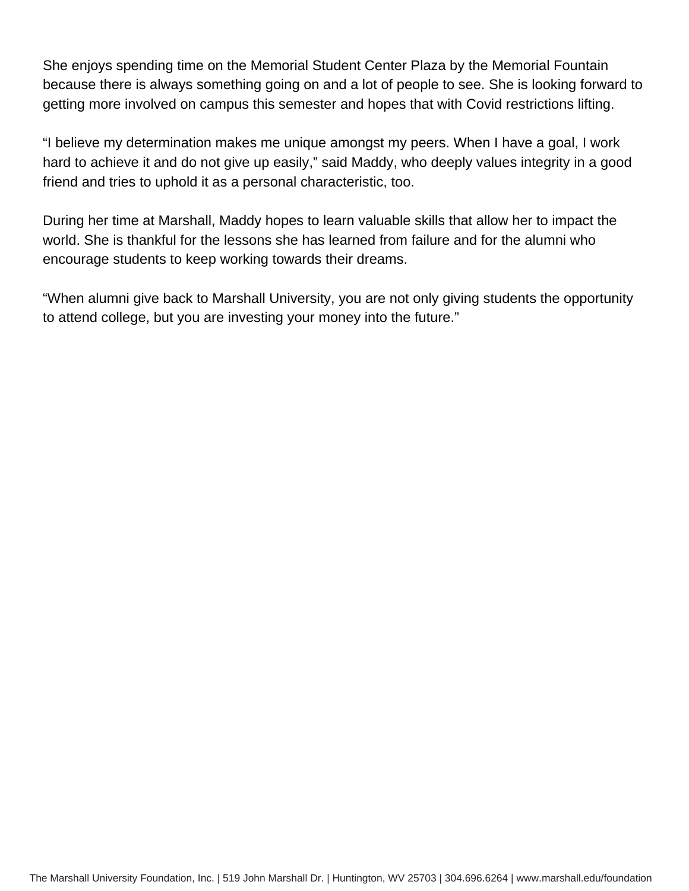She enjoys spending time on the Memorial Student Center Plaza by the Memorial Fountain because there is always something going on and a lot of people to see. She is looking forward to getting more involved on campus this semester and hopes that with Covid restrictions lifting.

“I believe my determination makes me unique amongst my peers. When I have a goal, I work hard to achieve it and do not give up easily,” said Maddy, who deeply values integrity in a good friend and tries to uphold it as a personal characteristic, too.

During her time at Marshall, Maddy hopes to learn valuable skills that allow her to impact the world. She is thankful for the lessons she has learned from failure and for the alumni who encourage students to keep working towards their dreams.

“When alumni give back to Marshall University, you are not only giving students the opportunity to attend college, but you are investing your money into the future.”